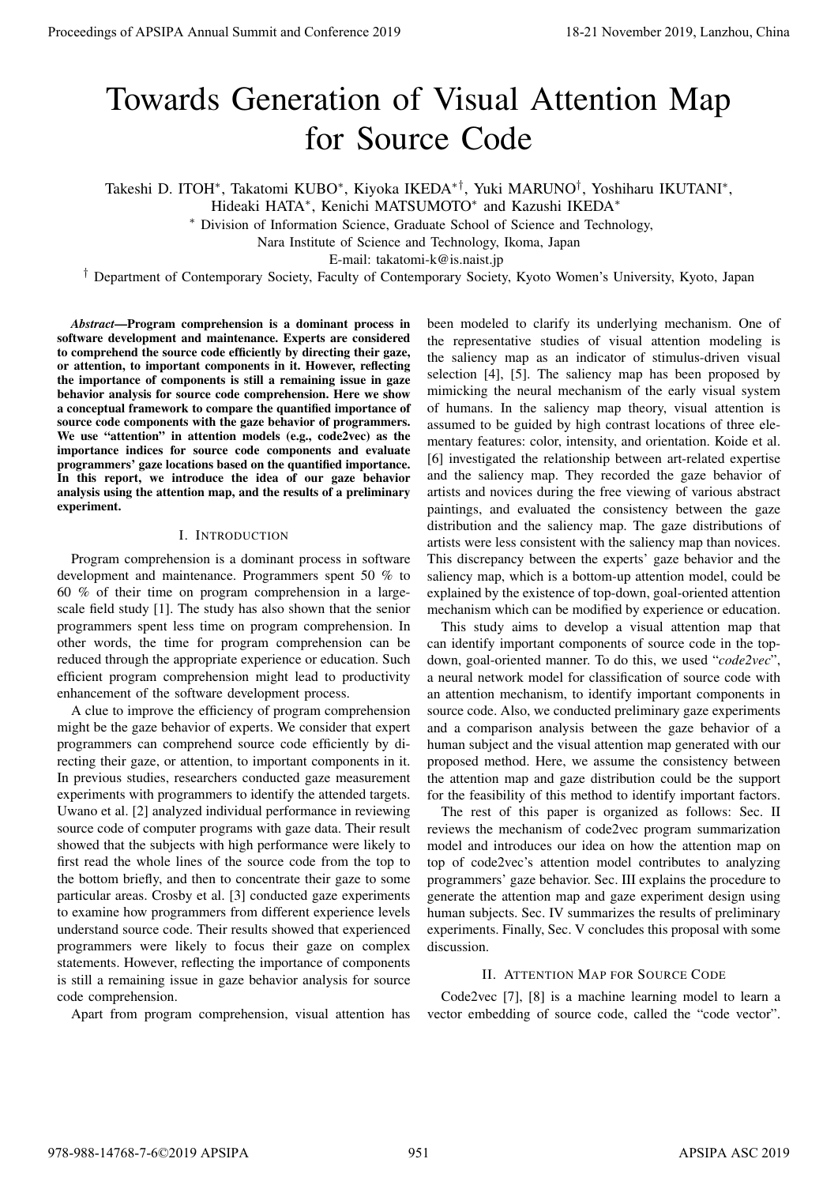# Towards Generation of Visual Attention Map for Source Code

Takeshi D. ITOH[*], Takatomi KUBO[*], Kiyoka IKEDA[*†], Yuki MARUNO[†], Yoshiharu IKUTANI[*], Hideaki HATA[*], Kenichi MATSUMOTO[*] and Kazushi IKEDA[*]

[*] Division of Information Science, Graduate School of Science and Technology, Nara Institute of Science and Technology, Ikoma, Japan

E-mail: takatomi-k@is.naist.jp

[†] Department of Contemporary Society, Faculty of Contemporary Society, Kyoto Women's University, Kyoto, Japan

***Abstract*—Program comprehension is a dominant process in software development and maintenance. Experts are considered to comprehend the source code efficiently by directing their gaze, or attention, to important components in it. However, reflecting the importance of components is still a remaining issue in gaze behavior analysis for source code comprehension. Here we show a conceptual framework to compare the quantified importance of source code components with the gaze behavior of programmers. We use "attention" in attention models (e.g., code2vec) as the importance indices for source code components and evaluate programmers' gaze locations based on the quantified importance. In this report, we introduce the idea of our gaze behavior analysis using the attention map, and the results of a preliminary experiment.**

## I. Introduction

Program comprehension is a dominant process in software development and maintenance. Programmers spent 50 % to 60 % of their time on program comprehension in a large-scale field study [1]. The study has also shown that the senior programmers spent less time on program comprehension. In other words, the time for program comprehension can be reduced through the appropriate experience or education. Such efficient program comprehension might lead to productivity enhancement of the software development process.

A clue to improve the efficiency of program comprehension might be the gaze behavior of experts. We consider that expert programmers can comprehend source code efficiently by directing their gaze, or attention, to important components in it. In previous studies, researchers conducted gaze measurement experiments with programmers to identify the attended targets. Uwano et al. [2] analyzed individual performance in reviewing source code of computer programs with gaze data. Their result showed that the subjects with high performance were likely to first read the whole lines of the source code from the top to the bottom briefly, and then to concentrate their gaze to some particular areas. Crosby et al. [3] conducted gaze experiments to examine how programmers from different experience levels understand source code. Their results showed that experienced programmers were likely to focus their gaze on complex statements. However, reflecting the importance of components is still a remaining issue in gaze behavior analysis for source code comprehension.

Apart from program comprehension, visual attention has been modeled to clarify its underlying mechanism. One of the representative studies of visual attention modeling is the saliency map as an indicator of stimulus-driven visual selection [4], [5]. The saliency map has been proposed by mimicking the neural mechanism of the early visual system of humans. In the saliency map theory, visual attention is assumed to be guided by high contrast locations of three elementary features: color, intensity, and orientation. Koide et al. [6] investigated the relationship between art-related expertise and the saliency map. They recorded the gaze behavior of artists and novices during the free viewing of various abstract paintings, and evaluated the consistency between the gaze distribution and the saliency map. The gaze distributions of artists were less consistent with the saliency map than novices. This discrepancy between the experts' gaze behavior and the saliency map, which is a bottom-up attention model, could be explained by the existence of top-down, goal-oriented attention mechanism which can be modified by experience or education.

This study aims to develop a visual attention map that can identify important components of source code in the top-down, goal-oriented manner. To do this, we used "*code2vec*", a neural network model for classification of source code with an attention mechanism, to identify important components in source code. Also, we conducted preliminary gaze experiments and a comparison analysis between the gaze behavior of a human subject and the visual attention map generated with our proposed method. Here, we assume the consistency between the attention map and gaze distribution could be the support for the feasibility of this method to identify important factors.

The rest of this paper is organized as follows: Sec. II reviews the mechanism of code2vec program summarization model and introduces our idea on how the attention map on top of code2vec's attention model contributes to analyzing programmers' gaze behavior. Sec. III explains the procedure to generate the attention map and gaze experiment design using human subjects. Sec. IV summarizes the results of preliminary experiments. Finally, Sec. V concludes this proposal with some discussion.

## II. Attention Map for Source Code

Code2vec [7], [8] is a machine learning model to learn a vector embedding of source code, called the "code vector".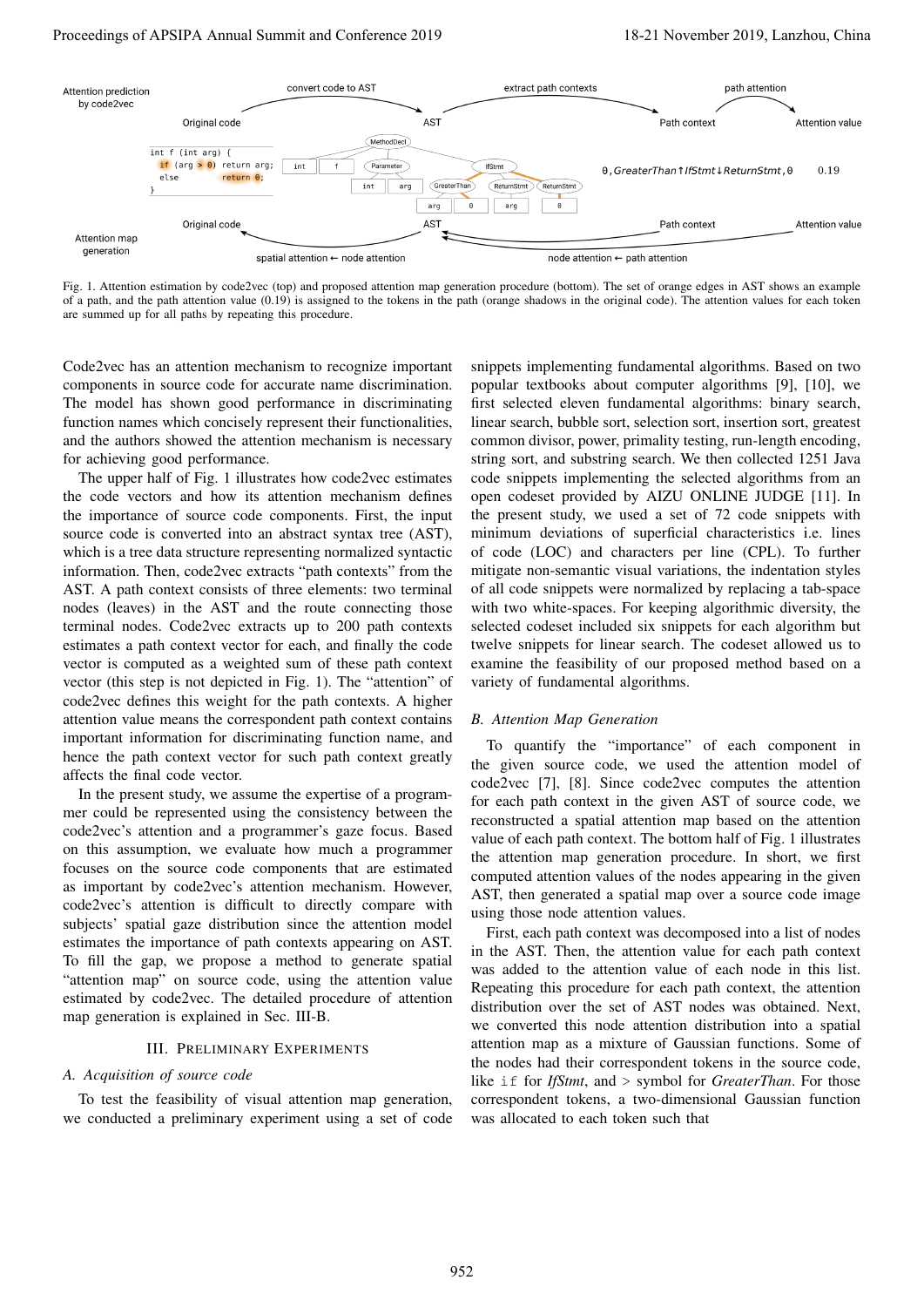Fig. 1. Attention estimation by code2vec (top) and proposed attention map generation procedure (bottom). The set of orange edges in AST shows an example of a path, and the path attention value (0.19) is assigned to the tokens in the path (orange shadows in the original code). The attention values for each token are summed up for all paths by repeating this procedure.

Code2vec has an attention mechanism to recognize important components in source code for accurate name discrimination. The model has shown good performance in discriminating function names which concisely represent their functionalities, and the authors showed the attention mechanism is necessary for achieving good performance.

The upper half of Fig. 1 illustrates how code2vec estimates the code vectors and how its attention mechanism defines the importance of source code components. First, the input source code is converted into an abstract syntax tree (AST), which is a tree data structure representing normalized syntactic information. Then, code2vec extracts "path contexts" from the AST. A path context consists of three elements: two terminal nodes (leaves) in the AST and the route connecting those terminal nodes. Code2vec extracts up to 200 path contexts estimates a path context vector for each, and finally the code vector is computed as a weighted sum of these path context vector (this step is not depicted in Fig. 1). The "attention" of code2vec defines this weight for the path contexts. A higher attention value means the correspondent path context contains important information for discriminating function name, and hence the path context vector for such path context greatly affects the final code vector.

In the present study, we assume the expertise of a programmer could be represented using the consistency between the code2vec's attention and a programmer's gaze focus. Based on this assumption, we evaluate how much a programmer focuses on the source code components that are estimated as important by code2vec's attention mechanism. However, code2vec's attention is difficult to directly compare with subjects' spatial gaze distribution since the attention model estimates the importance of path contexts appearing on AST. To fill the gap, we propose a method to generate spatial "attention map" on source code, using the attention value estimated by code2vec. The detailed procedure of attention map generation is explained in Sec. III-B.

## III. Preliminary Experiments

### A. Acquisition of source code

To test the feasibility of visual attention map generation, we conducted a preliminary experiment using a set of code snippets implementing fundamental algorithms. Based on two popular textbooks about computer algorithms [9], [10], we first selected eleven fundamental algorithms: binary search, linear search, bubble sort, selection sort, insertion sort, greatest common divisor, power, primality testing, run-length encoding, string sort, and substring search. We then collected 1251 Java code snippets implementing the selected algorithms from an open codeset provided by AIZU ONLINE JUDGE [11]. In the present study, we used a set of 72 code snippets with minimum deviations of superficial characteristics i.e. lines of code (LOC) and characters per line (CPL). To further mitigate non-semantic visual variations, the indentation styles of all code snippets were normalized by replacing a tab-space with two white-spaces. For keeping algorithmic diversity, the selected codeset included six snippets for each algorithm but twelve snippets for linear search. The codeset allowed us to examine the feasibility of our proposed method based on a variety of fundamental algorithms.

### B. Attention Map Generation

To quantify the "importance" of each component in the given source code, we used the attention model of code2vec [7], [8]. Since code2vec computes the attention for each path context in the given AST of source code, we reconstructed a spatial attention map based on the attention value of each path context. The bottom half of Fig. 1 illustrates the attention map generation procedure. In short, we first computed attention values of the nodes appearing in the given AST, then generated a spatial map over a source code image using those node attention values.

First, each path context was decomposed into a list of nodes in the AST. Then, the attention value for each path context was added to the attention value of each node in this list. Repeating this procedure for each path context, the attention distribution over the set of AST nodes was obtained. Next, we converted this node attention distribution into a spatial attention map as a mixture of Gaussian functions. Some of the nodes had their correspondent tokens in the source code, like `if` for *IfStmt*, and > symbol for *GreaterThan*. For those correspondent tokens, a two-dimensional Gaussian function was allocated to each token such that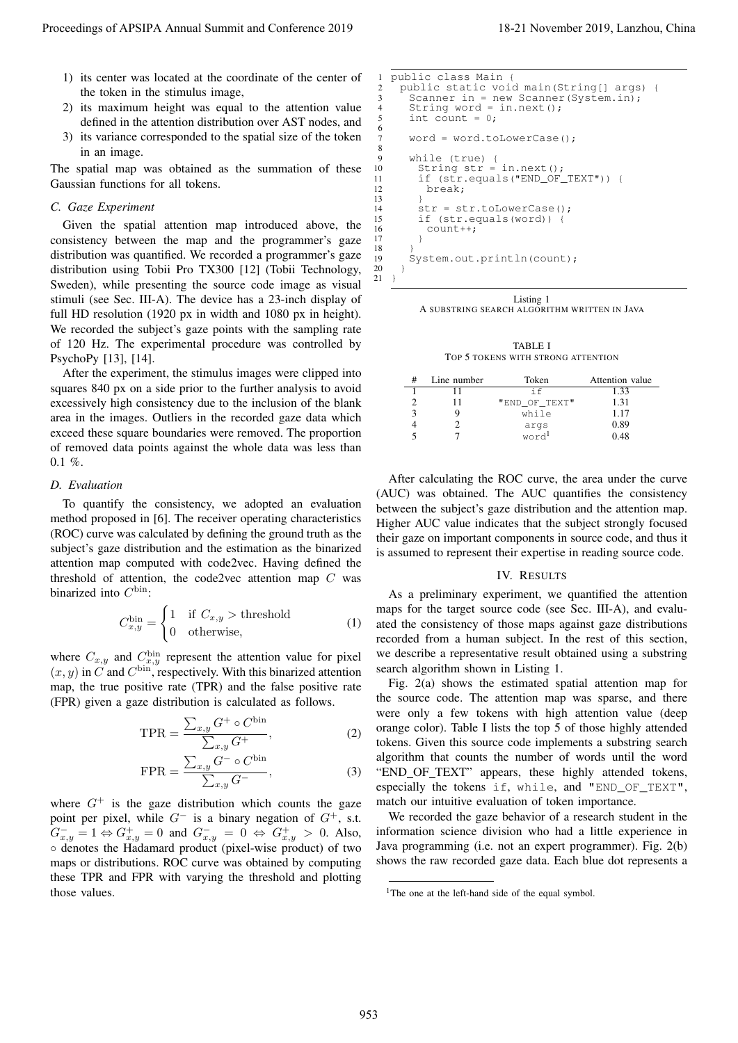1) its center was located at the coordinate of the center of the token in the stimulus image,
2) its maximum height was equal to the attention value defined in the attention distribution over AST nodes, and
3) its variance corresponded to the spatial size of the token in an image.

The spatial map was obtained as the summation of these Gaussian functions for all tokens.

### C. Gaze Experiment

Given the spatial attention map introduced above, the consistency between the map and the programmer's gaze distribution was quantified. We recorded a programmer's gaze distribution using Tobii Pro TX300 [12] (Tobii Technology, Sweden), while presenting the source code image as visual stimuli (see Sec. III-A). The device has a 23-inch display of full HD resolution (1920 px in width and 1080 px in height). We recorded the subject's gaze points with the sampling rate of 120 Hz. The experimental procedure was controlled by PsychoPy [13], [14].

After the experiment, the stimulus images were clipped into squares 840 px on a side prior to the further analysis to avoid excessively high consistency due to the inclusion of the blank area in the images. Outliers in the recorded gaze data which exceed these square boundaries were removed. The proportion of removed data points against the whole data was less than 0.1 %.

### D. Evaluation

To quantify the consistency, we adopted an evaluation method proposed in [6]. The receiver operating characteristics (ROC) curve was calculated by defining the ground truth as the subject's gaze distribution and the estimation as the binarized attention map computed with code2vec. Having defined the threshold of attention, the code2vec attention map $C$ was binarized into $C^{\text{bin}}$:

$$C^{\text{bin}}_{x,y} = \begin{cases} 1 & \text{if } C_{x,y} > \text{threshold} \\ 0 & \text{otherwise,} \end{cases} \tag{1}$$

where $C_{x,y}$ and $C^{\text{bin}}_{x,y}$ represent the attention value for pixel $(x, y)$ in $C$ and $C^{\text{bin}}$, respectively. With this binarized attention map, the true positive rate (TPR) and the false positive rate (FPR) given a gaze distribution is calculated as follows.

$$\text{TPR} = \frac{\sum_{x,y} G^{+} \circ C^{\text{bin}}}{\sum_{x,y} G^{+}}, \tag{2}$$

$$\text{FPR} = \frac{\sum_{x,y} G^{-} \circ C^{\text{bin}}}{\sum_{x,y} G^{-}}, \tag{3}$$

where $G^{+}$ is the gaze distribution which counts the gaze point per pixel, while $G^{-}$ is a binary negation of $G^{+}$, s.t. $G^{-}_{x,y} = 1 \Leftrightarrow G^{+}_{x,y} = 0$ and $G^{-}_{x,y} = 0 \Leftrightarrow G^{+}_{x,y} > 0$. Also, $\circ$ denotes the Hadamard product (pixel-wise product) of two maps or distributions. ROC curve was obtained by computing these TPR and FPR with varying the threshold and plotting those values.

```
1  public class Main {
2    public static void main(String[] args) {
3      Scanner in = new Scanner(System.in);
4      String word = in.next();
5      int count = 0;
6
7      word = word.toLowerCase();
8
9      while (true) {
10       String str = in.next();
11       if (str.equals("END_OF_TEXT")) {
12         break;
13       }
14       str = str.toLowerCase();
15       if (str.equals(word)) {
16         count++;
17       }
18     }
19     System.out.println(count);
20   }
21 }
```

Listing 1
A SUBSTRING SEARCH ALGORITHM WRITTEN IN JAVA

TABLE I
TOP 5 TOKENS WITH STRONG ATTENTION

| # | Line number | Token | Attention value |
|---|---|---|---|
| 1 | 11 | `if` | 1.33 |
| 2 | 11 | `"END_OF_TEXT"` | 1.31 |
| 3 | 9 | `while` | 1.17 |
| 4 | 2 | `args` | 0.89 |
| 5 | 7 | `word`[1] | 0.48 |

After calculating the ROC curve, the area under the curve (AUC) was obtained. The AUC quantifies the consistency between the subject's gaze distribution and the attention map. Higher AUC value indicates that the subject strongly focused their gaze on important components in source code, and thus it is assumed to represent their expertise in reading source code.

## IV. Results

As a preliminary experiment, we quantified the attention maps for the target source code (see Sec. III-A), and evaluated the consistency of those maps against gaze distributions recorded from a human subject. In the rest of this section, we describe a representative result obtained using a substring search algorithm shown in Listing 1.

Fig. 2(a) shows the estimated spatial attention map for the source code. The attention map was sparse, and there were only a few tokens with high attention value (deep orange color). Table I lists the top 5 of those highly attended tokens. Given this source code implements a substring search algorithm that counts the number of words until the word "END_OF_TEXT" appears, these highly attended tokens, especially the tokens `if`, `while`, and `"END_OF_TEXT"`, match our intuitive evaluation of token importance.

We recorded the gaze behavior of a research student in the information science division who had a little experience in Java programming (i.e. not an expert programmer). Fig. 2(b) shows the raw recorded gaze data. Each blue dot represents a

[1] The one at the left-hand side of the equal symbol.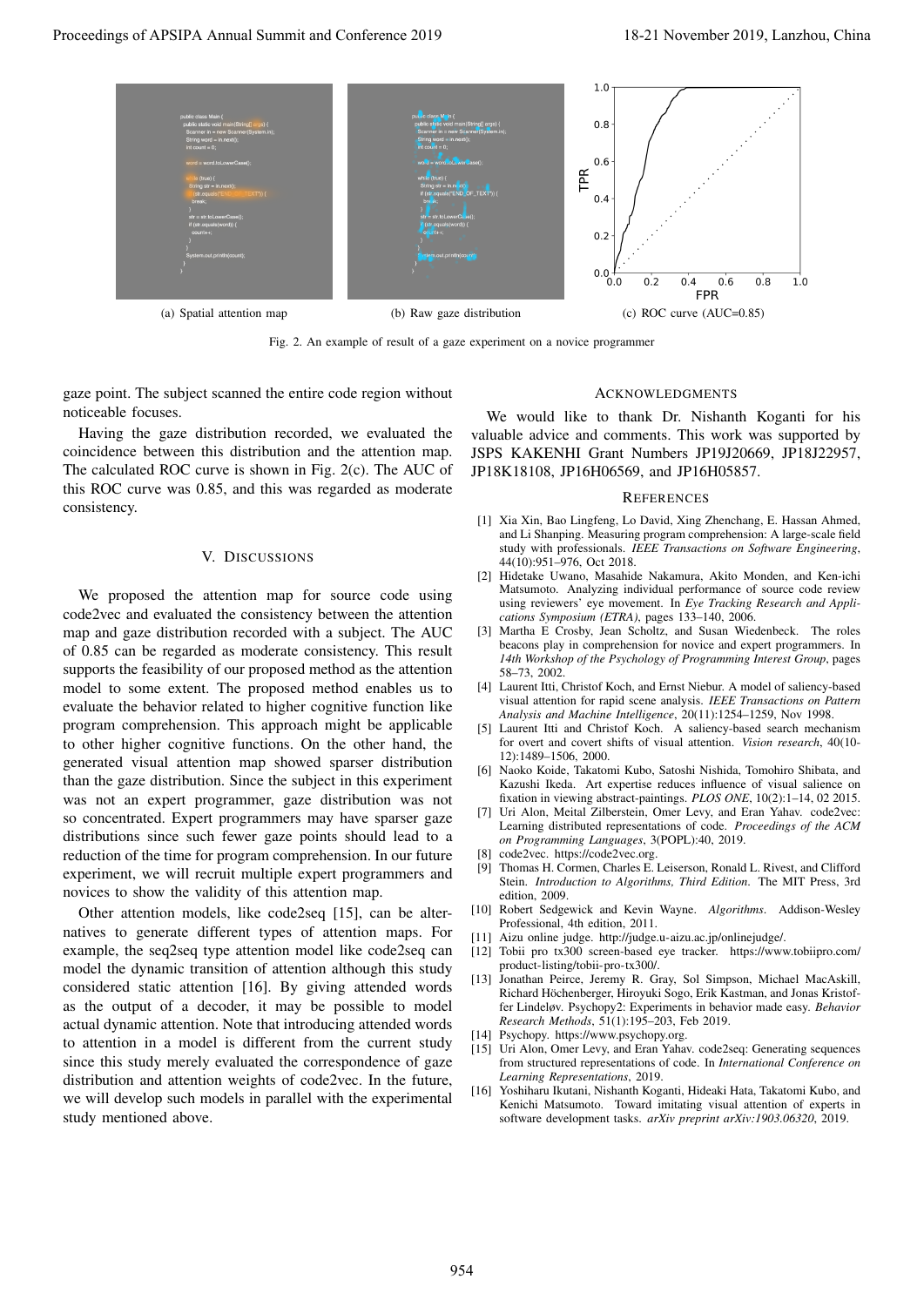(a) Spatial attention map

(b) Raw gaze distribution

1.0
0.8
0.6
0.4
0.2
0.0
TPR
0.0 0.2 0.4 0.6 0.8 1.0
FPR

(c) ROC curve (AUC=0.85)

Fig. 2. An example of result of a gaze experiment on a novice programmer

gaze point. The subject scanned the entire code region without noticeable focuses.

Having the gaze distribution recorded, we evaluated the coincidence between this distribution and the attention map. The calculated ROC curve is shown in Fig. 2(c). The AUC of this ROC curve was 0.85, and this was regarded as moderate consistency.

## V. Discussions

We proposed the attention map for source code using code2vec and evaluated the consistency between the attention map and gaze distribution recorded with a subject. The AUC of 0.85 can be regarded as moderate consistency. This result supports the feasibility of our proposed method as the attention model to some extent. The proposed method enables us to evaluate the behavior related to higher cognitive function like program comprehension. This approach might be applicable to other higher cognitive functions. On the other hand, the generated visual attention map showed sparser distribution than the gaze distribution. Since the subject in this experiment was not an expert programmer, gaze distribution was not so concentrated. Expert programmers may have sparser gaze distributions since such fewer gaze points should lead to a reduction of the time for program comprehension. In our future experiment, we will recruit multiple expert programmers and novices to show the validity of this attention map.

Other attention models, like code2seq [15], can be alternatives to generate different types of attention maps. For example, the seq2seq type attention model like code2seq can model the dynamic transition of attention although this study considered static attention [16]. By giving attended words as the output of a decoder, it may be possible to model actual dynamic attention. Note that introducing attended words to attention in a model is different from the current study since this study merely evaluated the correspondence of gaze distribution and attention weights of code2vec. In the future, we will develop such models in parallel with the experimental study mentioned above.

## Acknowledgments

We would like to thank Dr. Nishanth Koganti for his valuable advice and comments. This work was supported by JSPS KAKENHI Grant Numbers JP19J20669, JP18J22957, JP18K18108, JP16H06569, and JP16H05857.

## References

[1] Xia Xin, Bao Lingfeng, Lo David, Xing Zhenchang, E. Hassan Ahmed, and Li Shanping. Measuring program comprehension: A large-scale field study with professionals. *IEEE Transactions on Software Engineering*, 44(10):951–976, Oct 2018.

[2] Hidetake Uwano, Masahide Nakamura, Akito Monden, and Ken-ichi Matsumoto. Analyzing individual performance of source code review using reviewers' eye movement. In *Eye Tracking Research and Applications Symposium (ETRA)*, pages 133–140, 2006.

[3] Martha E Crosby, Jean Scholtz, and Susan Wiedenbeck. The roles beacons play in comprehension for novice and expert programmers. In *14th Workshop of the Psychology of Programming Interest Group*, pages 58–73, 2002.

[4] Laurent Itti, Christof Koch, and Ernst Niebur. A model of saliency-based visual attention for rapid scene analysis. *IEEE Transactions on Pattern Analysis and Machine Intelligence*, 20(11):1254–1259, Nov 1998.

[5] Laurent Itti and Christof Koch. A saliency-based search mechanism for overt and covert shifts of visual attention. *Vision research*, 40(10-12):1489–1506, 2000.

[6] Naoko Koide, Takatomi Kubo, Satoshi Nishida, Tomohiro Shibata, and Kazushi Ikeda. Art expertise reduces influence of visual salience on fixation in viewing abstract-paintings. *PLOS ONE*, 10(2):1–14, 02 2015.

[7] Uri Alon, Meital Zilberstein, Omer Levy, and Eran Yahav. code2vec: Learning distributed representations of code. *Proceedings of the ACM on Programming Languages*, 3(POPL):40, 2019.

[8] code2vec. https://code2vec.org.

[9] Thomas H. Cormen, Charles E. Leiserson, Ronald L. Rivest, and Clifford Stein. *Introduction to Algorithms, Third Edition*. The MIT Press, 3rd edition, 2009.

[10] Robert Sedgewick and Kevin Wayne. *Algorithms*. Addison-Wesley Professional, 4th edition, 2011.

[11] Aizu online judge. http://judge.u-aizu.ac.jp/onlinejudge/.

[12] Tobii pro tx300 screen-based eye tracker. https://www.tobiipro.com/product-listing/tobii-pro-tx300/.

[13] Jonathan Peirce, Jeremy R. Gray, Sol Simpson, Michael MacAskill, Richard Höchenberger, Hiroyuki Sogo, Erik Kastman, and Jonas Kristoffer Lindeløv. Psychopy2: Experiments in behavior made easy. *Behavior Research Methods*, 51(1):195–203, Feb 2019.

[14] Psychopy. https://www.psychopy.org.

[15] Uri Alon, Omer Levy, and Eran Yahav. code2seq: Generating sequences from structured representations of code. In *International Conference on Learning Representations*, 2019.

[16] Yoshiharu Ikutani, Nishanth Koganti, Hideaki Hata, Takatomi Kubo, and Kenichi Matsumoto. Toward imitating visual attention of experts in software development tasks. *arXiv preprint arXiv:1903.06320*, 2019.